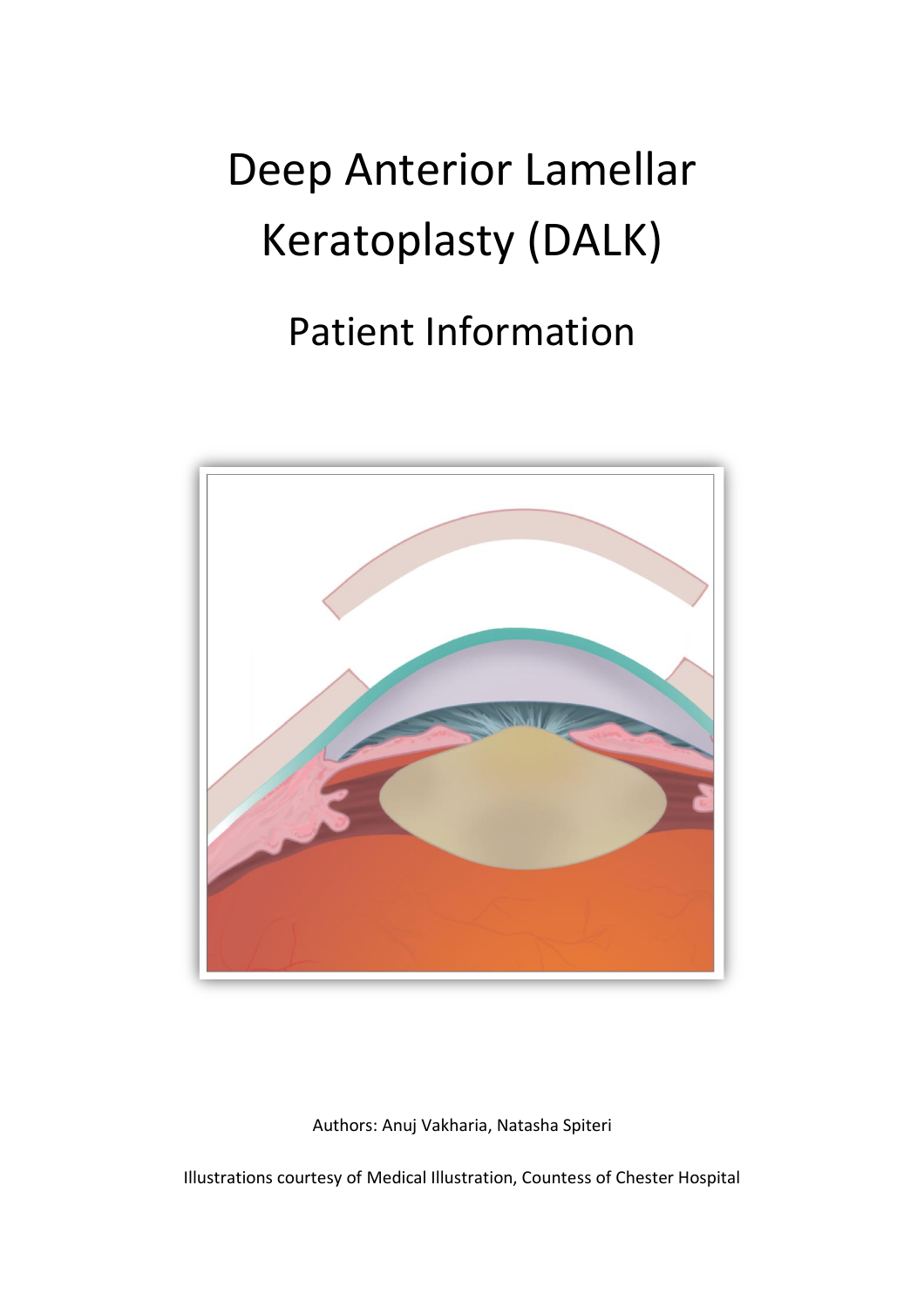# Deep Anterior Lamellar Keratoplasty (DALK)

## Patient Information

Authors: Anuj Vakharia, Natasha Spiteri

Illustrations courtesy of Medical Illustration, Countess of Chester Hospital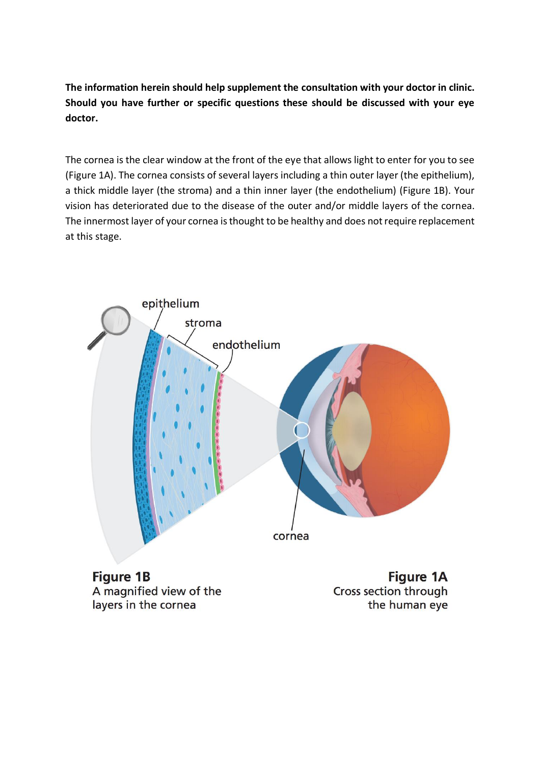**The information herein should help supplement the consultation with your doctor in clinic. Should you have further or specific questions these should be discussed with your eye doctor.**

The cornea is the clear window at the front of the eye that allows light to enter for you to see (Figure 1A). The cornea consists of several layers including a thin outer layer (the epithelium), a thick middle layer (the stroma) and a thin inner layer (the endothelium) (Figure 1B). Your vision has deteriorated due to the disease of the outer and/or middle layers of the cornea. The innermost layer of your cornea is thought to be healthy and does not require replacement at this stage.

epithelium

stroma

endothelium

cornea

**Figure 1B**
A magnified view of the layers in the cornea

**Figure 1A**
Cross section through the human eye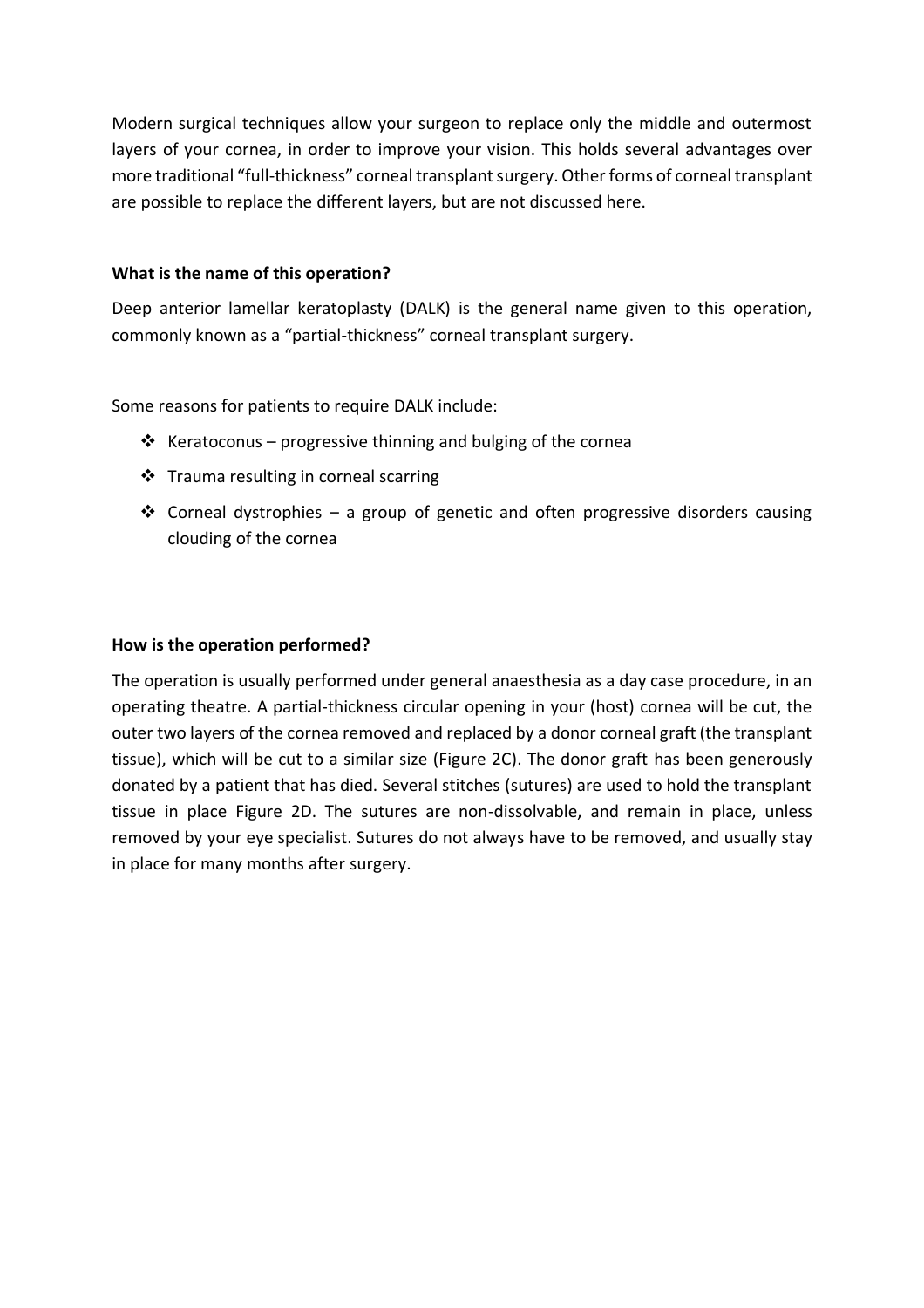Modern surgical techniques allow your surgeon to replace only the middle and outermost layers of your cornea, in order to improve your vision. This holds several advantages over more traditional "full-thickness" corneal transplant surgery. Other forms of corneal transplant are possible to replace the different layers, but are not discussed here.

**What is the name of this operation?**

Deep anterior lamellar keratoplasty (DALK) is the general name given to this operation, commonly known as a "partial-thickness" corneal transplant surgery.

Some reasons for patients to require DALK include:

- Keratoconus – progressive thinning and bulging of the cornea
- Trauma resulting in corneal scarring
- Corneal dystrophies – a group of genetic and often progressive disorders causing clouding of the cornea

**How is the operation performed?**

The operation is usually performed under general anaesthesia as a day case procedure, in an operating theatre. A partial-thickness circular opening in your (host) cornea will be cut, the outer two layers of the cornea removed and replaced by a donor corneal graft (the transplant tissue), which will be cut to a similar size (Figure 2C). The donor graft has been generously donated by a patient that has died. Several stitches (sutures) are used to hold the transplant tissue in place Figure 2D. The sutures are non-dissolvable, and remain in place, unless removed by your eye specialist. Sutures do not always have to be removed, and usually stay in place for many months after surgery.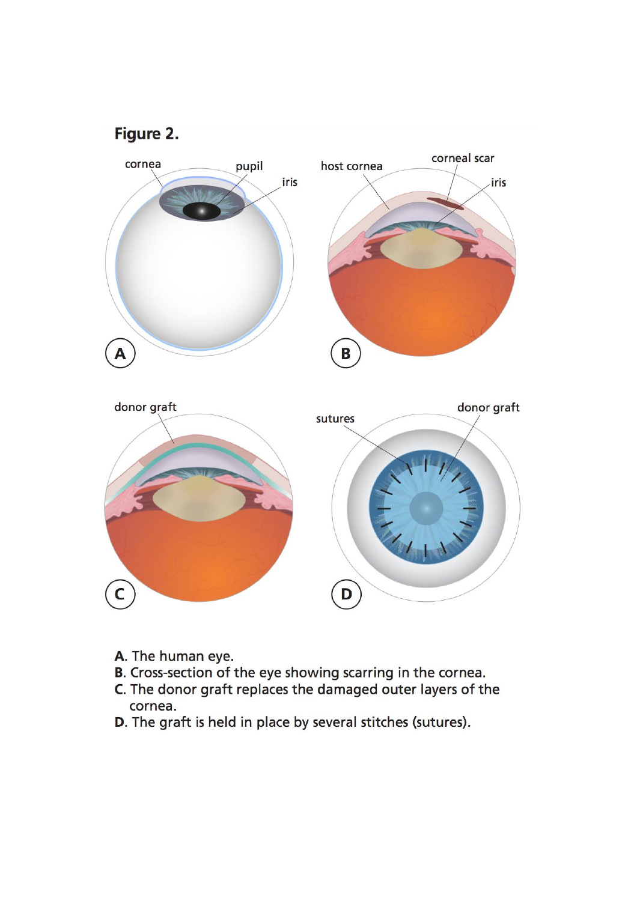**Figure 2.**

A. The human eye.
B. Cross-section of the eye showing scarring in the cornea.
C. The donor graft replaces the damaged outer layers of the cornea.
D. The graft is held in place by several stitches (sutures).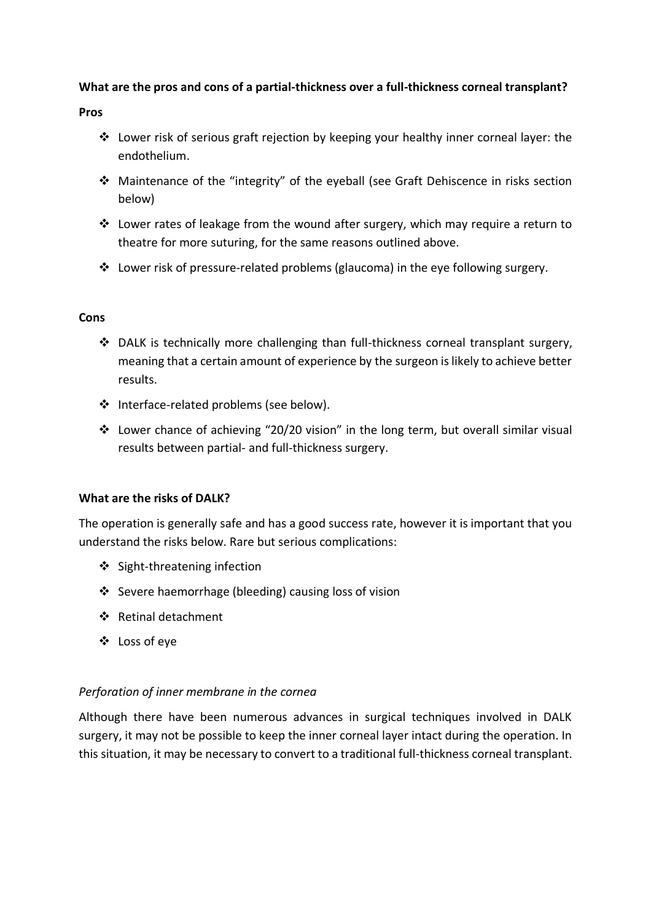**What are the pros and cons of a partial-thickness over a full-thickness corneal transplant?**

**Pros**

- Lower risk of serious graft rejection by keeping your healthy inner corneal layer: the endothelium.
- Maintenance of the "integrity" of the eyeball (see Graft Dehiscence in risks section below)
- Lower rates of leakage from the wound after surgery, which may require a return to theatre for more suturing, for the same reasons outlined above.
- Lower risk of pressure-related problems (glaucoma) in the eye following surgery.

**Cons**

- DALK is technically more challenging than full-thickness corneal transplant surgery, meaning that a certain amount of experience by the surgeon is likely to achieve better results.
- Interface-related problems (see below).
- Lower chance of achieving "20/20 vision" in the long term, but overall similar visual results between partial- and full-thickness surgery.

**What are the risks of DALK?**

The operation is generally safe and has a good success rate, however it is important that you understand the risks below. Rare but serious complications:

- Sight-threatening infection
- Severe haemorrhage (bleeding) causing loss of vision
- Retinal detachment
- Loss of eye

*Perforation of inner membrane in the cornea*

Although there have been numerous advances in surgical techniques involved in DALK surgery, it may not be possible to keep the inner corneal layer intact during the operation. In this situation, it may be necessary to convert to a traditional full-thickness corneal transplant.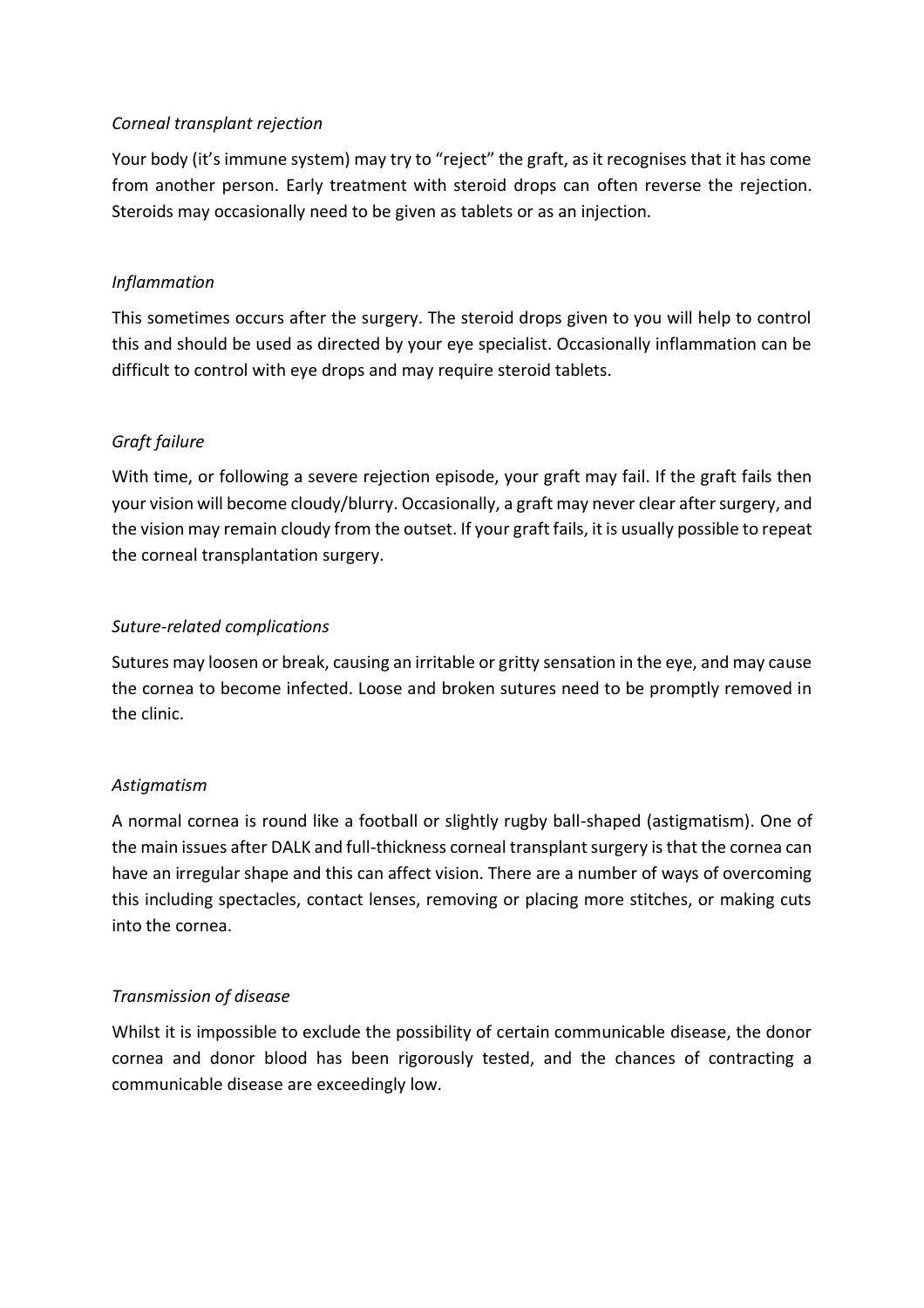*Corneal transplant rejection*

Your body (it's immune system) may try to "reject" the graft, as it recognises that it has come from another person. Early treatment with steroid drops can often reverse the rejection. Steroids may occasionally need to be given as tablets or as an injection.

*Inflammation*

This sometimes occurs after the surgery. The steroid drops given to you will help to control this and should be used as directed by your eye specialist. Occasionally inflammation can be difficult to control with eye drops and may require steroid tablets.

*Graft failure*

With time, or following a severe rejection episode, your graft may fail. If the graft fails then your vision will become cloudy/blurry. Occasionally, a graft may never clear after surgery, and the vision may remain cloudy from the outset. If your graft fails, it is usually possible to repeat the corneal transplantation surgery.

*Suture-related complications*

Sutures may loosen or break, causing an irritable or gritty sensation in the eye, and may cause the cornea to become infected. Loose and broken sutures need to be promptly removed in the clinic.

*Astigmatism*

A normal cornea is round like a football or slightly rugby ball-shaped (astigmatism). One of the main issues after DALK and full-thickness corneal transplant surgery is that the cornea can have an irregular shape and this can affect vision. There are a number of ways of overcoming this including spectacles, contact lenses, removing or placing more stitches, or making cuts into the cornea.

*Transmission of disease*

Whilst it is impossible to exclude the possibility of certain communicable disease, the donor cornea and donor blood has been rigorously tested, and the chances of contracting a communicable disease are exceedingly low.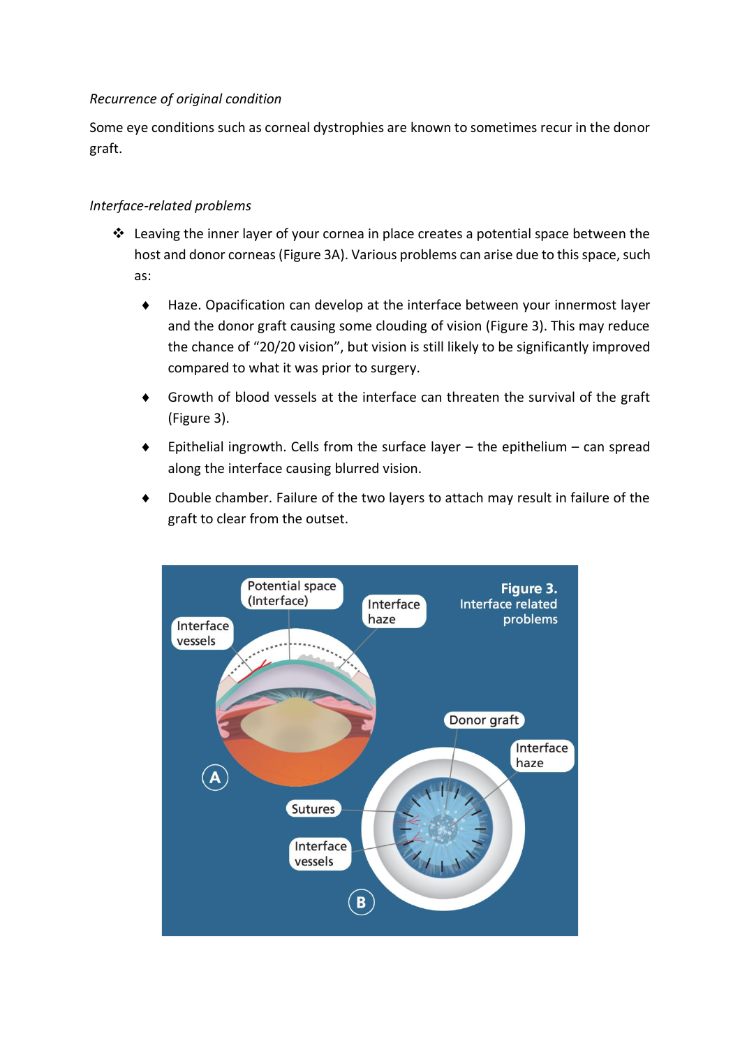*Recurrence of original condition*

Some eye conditions such as corneal dystrophies are known to sometimes recur in the donor graft.

*Interface-related problems*

- Leaving the inner layer of your cornea in place creates a potential space between the host and donor corneas (Figure 3A). Various problems can arise due to this space, such as:
  - Haze. Opacification can develop at the interface between your innermost layer and the donor graft causing some clouding of vision (Figure 3). This may reduce the chance of "20/20 vision", but vision is still likely to be significantly improved compared to what it was prior to surgery.
  - Growth of blood vessels at the interface can threaten the survival of the graft (Figure 3).
  - Epithelial ingrowth. Cells from the surface layer – the epithelium – can spread along the interface causing blurred vision.
  - Double chamber. Failure of the two layers to attach may result in failure of the graft to clear from the outset.

**Figure 3.** Interface related problems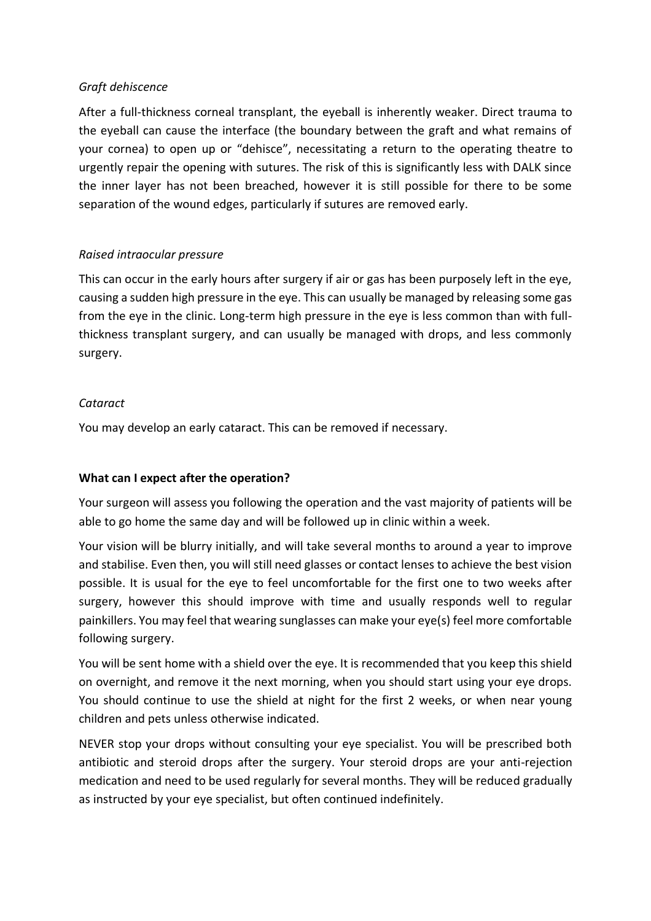*Graft dehiscence*

After a full-thickness corneal transplant, the eyeball is inherently weaker. Direct trauma to the eyeball can cause the interface (the boundary between the graft and what remains of your cornea) to open up or "dehisce", necessitating a return to the operating theatre to urgently repair the opening with sutures. The risk of this is significantly less with DALK since the inner layer has not been breached, however it is still possible for there to be some separation of the wound edges, particularly if sutures are removed early.

*Raised intraocular pressure*

This can occur in the early hours after surgery if air or gas has been purposely left in the eye, causing a sudden high pressure in the eye. This can usually be managed by releasing some gas from the eye in the clinic. Long-term high pressure in the eye is less common than with full-thickness transplant surgery, and can usually be managed with drops, and less commonly surgery.

*Cataract*

You may develop an early cataract. This can be removed if necessary.

**What can I expect after the operation?**

Your surgeon will assess you following the operation and the vast majority of patients will be able to go home the same day and will be followed up in clinic within a week.

Your vision will be blurry initially, and will take several months to around a year to improve and stabilise. Even then, you will still need glasses or contact lenses to achieve the best vision possible. It is usual for the eye to feel uncomfortable for the first one to two weeks after surgery, however this should improve with time and usually responds well to regular painkillers. You may feel that wearing sunglasses can make your eye(s) feel more comfortable following surgery.

You will be sent home with a shield over the eye. It is recommended that you keep this shield on overnight, and remove it the next morning, when you should start using your eye drops. You should continue to use the shield at night for the first 2 weeks, or when near young children and pets unless otherwise indicated.

NEVER stop your drops without consulting your eye specialist. You will be prescribed both antibiotic and steroid drops after the surgery. Your steroid drops are your anti-rejection medication and need to be used regularly for several months. They will be reduced gradually as instructed by your eye specialist, but often continued indefinitely.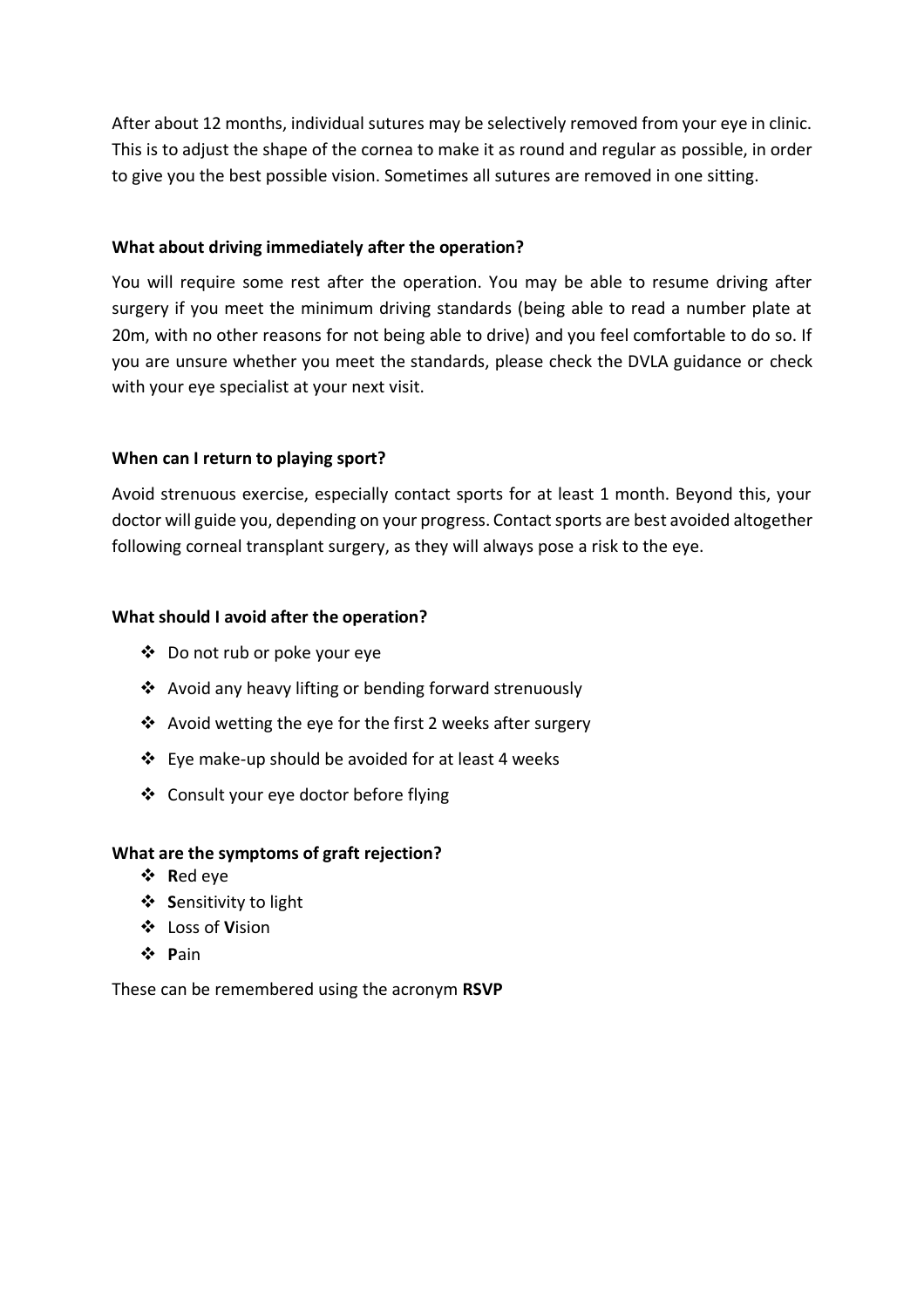After about 12 months, individual sutures may be selectively removed from your eye in clinic. This is to adjust the shape of the cornea to make it as round and regular as possible, in order to give you the best possible vision. Sometimes all sutures are removed in one sitting.

**What about driving immediately after the operation?**

You will require some rest after the operation. You may be able to resume driving after surgery if you meet the minimum driving standards (being able to read a number plate at 20m, with no other reasons for not being able to drive) and you feel comfortable to do so. If you are unsure whether you meet the standards, please check the DVLA guidance or check with your eye specialist at your next visit.

**When can I return to playing sport?**

Avoid strenuous exercise, especially contact sports for at least 1 month. Beyond this, your doctor will guide you, depending on your progress. Contact sports are best avoided altogether following corneal transplant surgery, as they will always pose a risk to the eye.

**What should I avoid after the operation?**

- Do not rub or poke your eye
- Avoid any heavy lifting or bending forward strenuously
- Avoid wetting the eye for the first 2 weeks after surgery
- Eye make-up should be avoided for at least 4 weeks
- Consult your eye doctor before flying

**What are the symptoms of graft rejection?**

- **R**ed eye
- **S**ensitivity to light
- Loss of **V**ision
- **P**ain

These can be remembered using the acronym **RSVP**